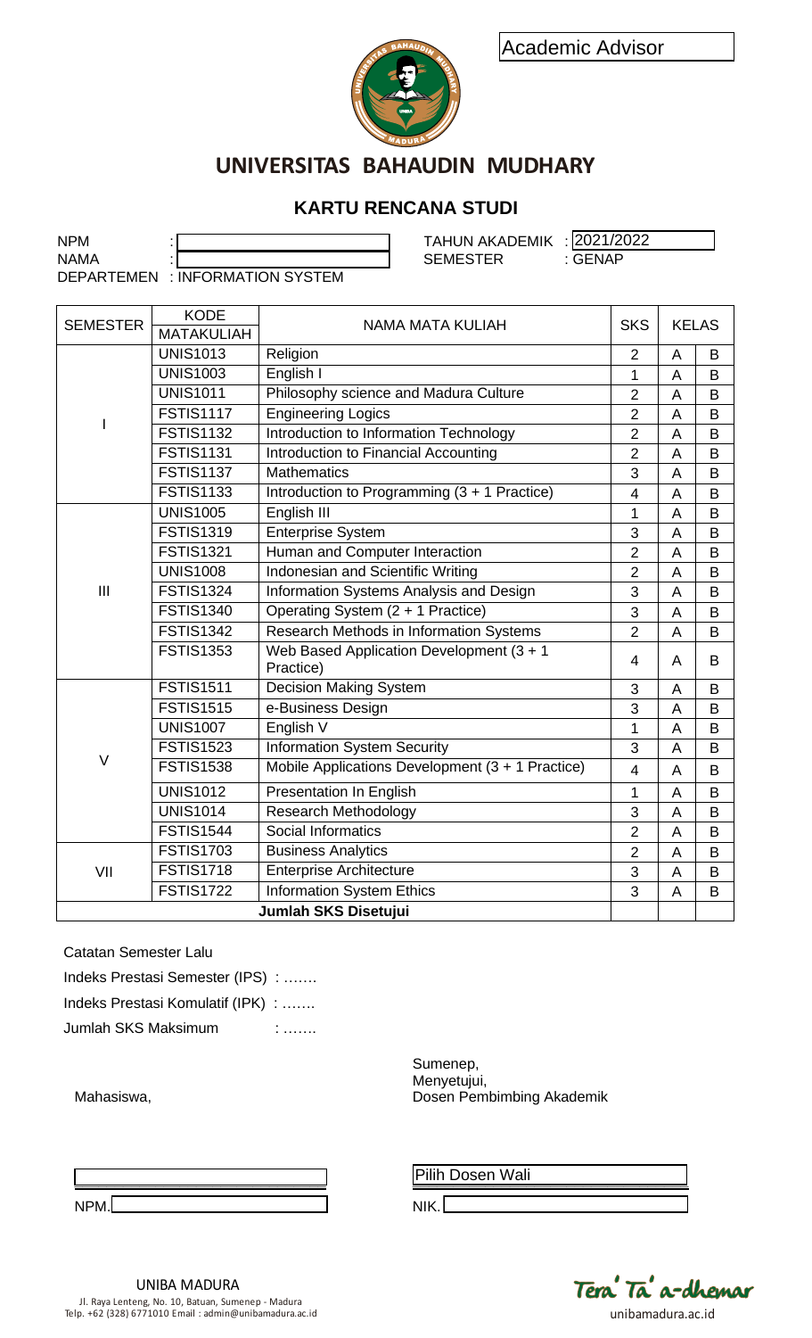Academic Advisor

# UNIVERSITAS BAHAUDIN MUDHARY

## KARTU RENCANA STUDI

NPM :
NAMA :
DEPARTEMEN : INFORMATION SYSTEM

TAHUN AKADEMIK : 2021/2022
SEMESTER : GENAP

| SEMESTER | KODE MATAKULIAH | NAMA MATA KULIAH | SKS | KELAS | |
|---|---|---|---|---|---|
| I | UNIS1013 | Religion | 2 | A | B |
| | UNIS1003 | English I | 1 | A | B |
| | UNIS1011 | Philosophy science and Madura Culture | 2 | A | B |
| | FSTIS1117 | Engineering Logics | 2 | A | B |
| | FSTIS1132 | Introduction to Information Technology | 2 | A | B |
| | FSTIS1131 | Introduction to Financial Accounting | 2 | A | B |
| | FSTIS1137 | Mathematics | 3 | A | B |
| | FSTIS1133 | Introduction to Programming (3 + 1 Practice) | 4 | A | B |
| III | UNIS1005 | English III | 1 | A | B |
| | FSTIS1319 | Enterprise System | 3 | A | B |
| | FSTIS1321 | Human and Computer Interaction | 2 | A | B |
| | UNIS1008 | Indonesian and Scientific Writing | 2 | A | B |
| | FSTIS1324 | Information Systems Analysis and Design | 3 | A | B |
| | FSTIS1340 | Operating System (2 + 1 Practice) | 3 | A | B |
| | FSTIS1342 | Research Methods in Information Systems | 2 | A | B |
| | FSTIS1353 | Web Based Application Development (3 + 1 Practice) | 4 | A | B |
| V | FSTIS1511 | Decision Making System | 3 | A | B |
| | FSTIS1515 | e-Business Design | 3 | A | B |
| | UNIS1007 | English V | 1 | A | B |
| | FSTIS1523 | Information System Security | 3 | A | B |
| | FSTIS1538 | Mobile Applications Development (3 + 1 Practice) | 4 | A | B |
| | UNIS1012 | Presentation In English | 1 | A | B |
| | UNIS1014 | Research Methodology | 3 | A | B |
| | FSTIS1544 | Social Informatics | 2 | A | B |
| VII | FSTIS1703 | Business Analytics | 2 | A | B |
| | FSTIS1718 | Enterprise Architecture | 3 | A | B |
| | FSTIS1722 | Information System Ethics | 3 | A | B |
| **Jumlah SKS Disetujui** | | | | | |

Catatan Semester Lalu

Indeks Prestasi Semester (IPS) : …….

Indeks Prestasi Komulatif (IPK) : …….

Jumlah SKS Maksimum : …….

Sumenep,
Menyetujui,

Mahasiswa,

Dosen Pembimbing Akademik

NPM.

Pilih Dosen Wali

NIK.

UNIBA MADURA
Jl. Raya Lenteng, No. 10, Batuan, Sumenep - Madura
Telp. +62 (328) 6771010 Email : admin@unibamadura.ac.id

Tera' Ta' a-dhemar
unibamadura.ac.id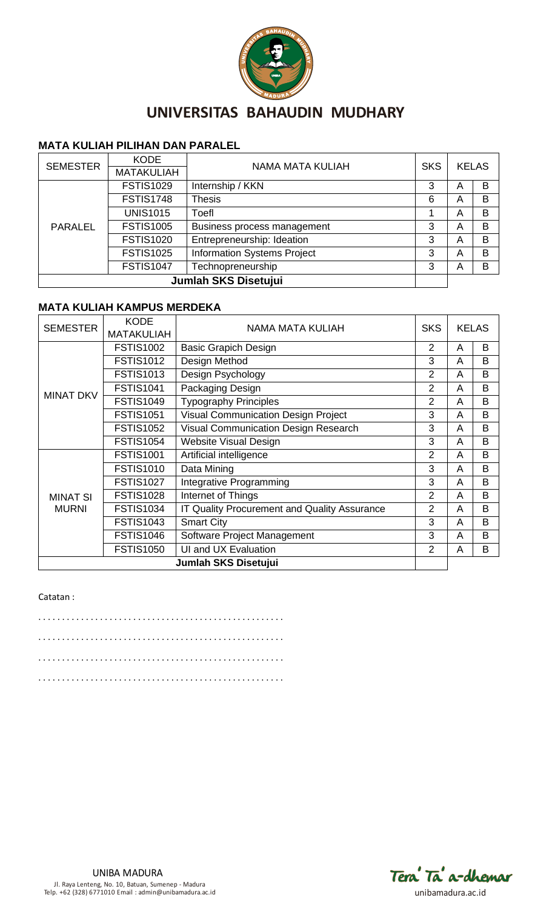# UNIVERSITAS BAHAUDIN MUDHARY

### MATA KULIAH PILIHAN DAN PARALEL

| SEMESTER | KODE MATAKULIAH | NAMA MATA KULIAH | SKS | KELAS | |
|---|---|---|---|---|---|
| PARALEL | FSTIS1029 | Internship / KKN | 3 | A | B |
| | FSTIS1748 | Thesis | 6 | A | B |
| | UNIS1015 | Toefl | 1 | A | B |
| | FSTIS1005 | Business process management | 3 | A | B |
| | FSTIS1020 | Entrepreneurship: Ideation | 3 | A | B |
| | FSTIS1025 | Information Systems Project | 3 | A | B |
| | FSTIS1047 | Technopreneurship | 3 | A | B |
| **Jumlah SKS Disetujui** | | | | | |

### MATA KULIAH KAMPUS MERDEKA

| SEMESTER | KODE MATAKULIAH | NAMA MATA KULIAH | SKS | KELAS | |
|---|---|---|---|---|---|
| MINAT DKV | FSTIS1002 | Basic Grapich Design | 2 | A | B |
| | FSTIS1012 | Design Method | 3 | A | B |
| | FSTIS1013 | Design Psychology | 2 | A | B |
| | FSTIS1041 | Packaging Design | 2 | A | B |
| | FSTIS1049 | Typography Principles | 2 | A | B |
| | FSTIS1051 | Visual Communication Design Project | 3 | A | B |
| | FSTIS1052 | Visual Communication Design Research | 3 | A | B |
| | FSTIS1054 | Website Visual Design | 3 | A | B |
| MINAT SI MURNI | FSTIS1001 | Artificial intelligence | 2 | A | B |
| | FSTIS1010 | Data Mining | 3 | A | B |
| | FSTIS1027 | Integrative Programming | 3 | A | B |
| | FSTIS1028 | Internet of Things | 2 | A | B |
| | FSTIS1034 | IT Quality Procurement and Quality Assurance | 2 | A | B |
| | FSTIS1043 | Smart City | 3 | A | B |
| | FSTIS1046 | Software Project Management | 3 | A | B |
| | FSTIS1050 | UI and UX Evaluation | 2 | A | B |
| **Jumlah SKS Disetujui** | | | | | |

Catatan :

...................................................

...................................................

...................................................

...................................................

UNIBA MADURA
Jl. Raya Lenteng, No. 10, Batuan, Sumenep - Madura
Telp. +62 (328) 6771010 Email : admin@unibamadura.ac.id

Tera' Ta' a-dhemar
unibamadura.ac.id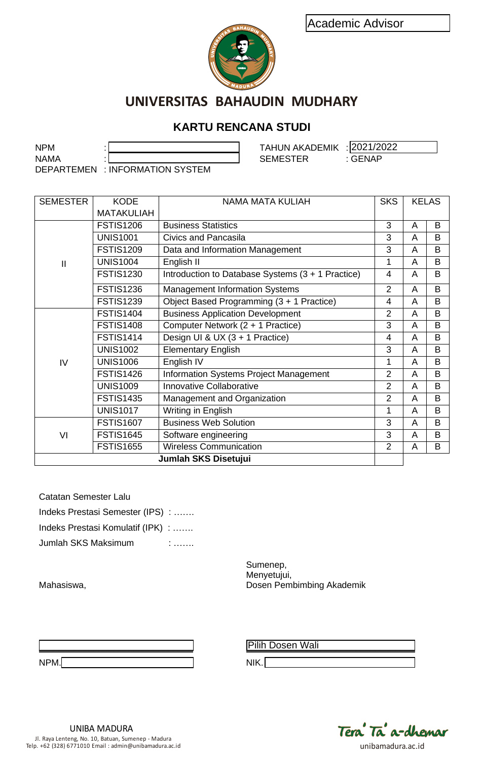Academic Advisor

# UNIVERSITAS BAHAUDIN MUDHARY

## KARTU RENCANA STUDI

NPM :
NAMA :
DEPARTEMEN : INFORMATION SYSTEM

TAHUN AKADEMIK : 2021/2022
SEMESTER : GENAP

| SEMESTER | KODE MATAKULIAH | NAMA MATA KULIAH | SKS | KELAS | |
|---|---|---|---|---|---|
| II | FSTIS1206 | Business Statistics | 3 | A | B |
| | UNIS1001 | Civics and Pancasila | 3 | A | B |
| | FSTIS1209 | Data and Information Management | 3 | A | B |
| | UNIS1004 | English II | 1 | A | B |
| | FSTIS1230 | Introduction to Database Systems (3 + 1 Practice) | 4 | A | B |
| | FSTIS1236 | Management Information Systems | 2 | A | B |
| | FSTIS1239 | Object Based Programming (3 + 1 Practice) | 4 | A | B |
| IV | FSTIS1404 | Business Application Development | 2 | A | B |
| | FSTIS1408 | Computer Network (2 + 1 Practice) | 3 | A | B |
| | FSTIS1414 | Design UI & UX (3 + 1 Practice) | 4 | A | B |
| | UNIS1002 | Elementary English | 3 | A | B |
| | UNIS1006 | English IV | 1 | A | B |
| | FSTIS1426 | Information Systems Project Management | 2 | A | B |
| | UNIS1009 | Innovative Collaborative | 2 | A | B |
| | FSTIS1435 | Management and Organization | 2 | A | B |
| | UNIS1017 | Writing in English | 1 | A | B |
| VI | FSTIS1607 | Business Web Solution | 3 | A | B |
| | FSTIS1645 | Software engineering | 3 | A | B |
| | FSTIS1655 | Wireless Communication | 2 | A | B |
| **Jumlah SKS Disetujui** | | | | | |

Catatan Semester Lalu

Indeks Prestasi Semester (IPS) : …….

Indeks Prestasi Komulatif (IPK) : …….

Jumlah SKS Maksimum : …….

Sumenep,
Menyetujui,

Mahasiswa,

Dosen Pembimbing Akademik

NPM.

Pilih Dosen Wali

NIK.

UNIBA MADURA
Jl. Raya Lenteng, No. 10, Batuan, Sumenep - Madura
Telp. +62 (328) 6771010 Email : admin@unibamadura.ac.id

Tera' Ta' a-dhemar
unibamadura.ac.id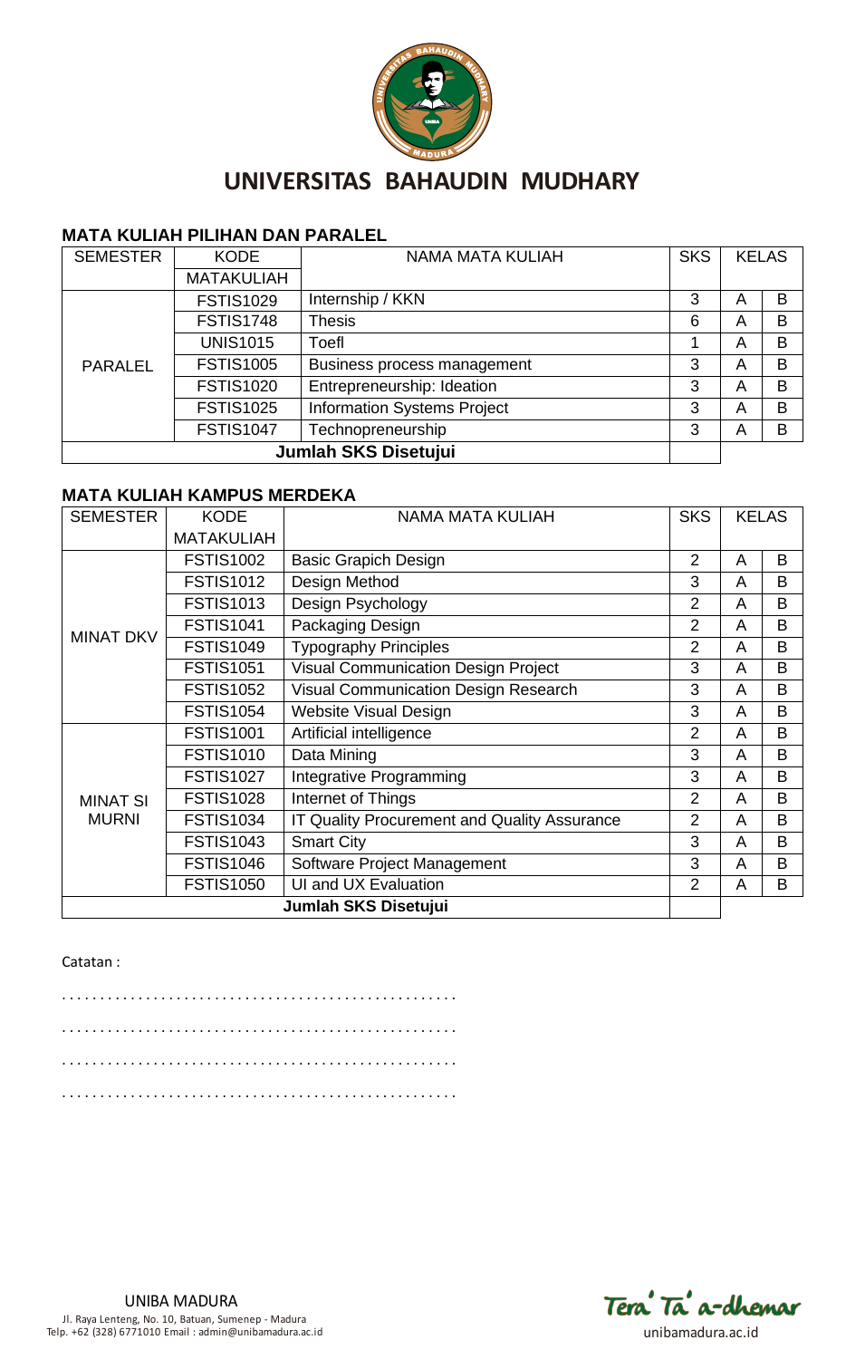# UNIVERSITAS BAHAUDIN MUDHARY

## MATA KULIAH PILIHAN DAN PARALEL

| SEMESTER | KODE MATAKULIAH | NAMA MATA KULIAH | SKS | KELAS | |
|---|---|---|---|---|---|
| PARALEL | FSTIS1029 | Internship / KKN | 3 | A | B |
| | FSTIS1748 | Thesis | 6 | A | B |
| | UNIS1015 | Toefl | 1 | A | B |
| | FSTIS1005 | Business process management | 3 | A | B |
| | FSTIS1020 | Entrepreneurship: Ideation | 3 | A | B |
| | FSTIS1025 | Information Systems Project | 3 | A | B |
| | FSTIS1047 | Technopreneurship | 3 | A | B |
| **Jumlah SKS Disetujui** | | | | | |

## MATA KULIAH KAMPUS MERDEKA

| SEMESTER | KODE MATAKULIAH | NAMA MATA KULIAH | SKS | KELAS | |
|---|---|---|---|---|---|
| MINAT DKV | FSTIS1002 | Basic Grapich Design | 2 | A | B |
| | FSTIS1012 | Design Method | 3 | A | B |
| | FSTIS1013 | Design Psychology | 2 | A | B |
| | FSTIS1041 | Packaging Design | 2 | A | B |
| | FSTIS1049 | Typography Principles | 2 | A | B |
| | FSTIS1051 | Visual Communication Design Project | 3 | A | B |
| | FSTIS1052 | Visual Communication Design Research | 3 | A | B |
| | FSTIS1054 | Website Visual Design | 3 | A | B |
| MINAT SI MURNI | FSTIS1001 | Artificial intelligence | 2 | A | B |
| | FSTIS1010 | Data Mining | 3 | A | B |
| | FSTIS1027 | Integrative Programming | 3 | A | B |
| | FSTIS1028 | Internet of Things | 2 | A | B |
| | FSTIS1034 | IT Quality Procurement and Quality Assurance | 2 | A | B |
| | FSTIS1043 | Smart City | 3 | A | B |
| | FSTIS1046 | Software Project Management | 3 | A | B |
| | FSTIS1050 | UI and UX Evaluation | 2 | A | B |
| **Jumlah SKS Disetujui** | | | | | |

Catatan :

. . . . . . . . . . . . . . . . . . . . . . . . . . . . . . . . . . . . . . . . . . . . . . . . . .

. . . . . . . . . . . . . . . . . . . . . . . . . . . . . . . . . . . . . . . . . . . . . . . . . .

. . . . . . . . . . . . . . . . . . . . . . . . . . . . . . . . . . . . . . . . . . . . . . . . . .

. . . . . . . . . . . . . . . . . . . . . . . . . . . . . . . . . . . . . . . . . . . . . . . . . .

UNIBA MADURA
Jl. Raya Lenteng, No. 10, Batuan, Sumenep - Madura
Telp. +62 (328) 6771010 Email : admin@unibamadura.ac.id

Tera' Ta' a-dhemar
unibamadura.ac.id